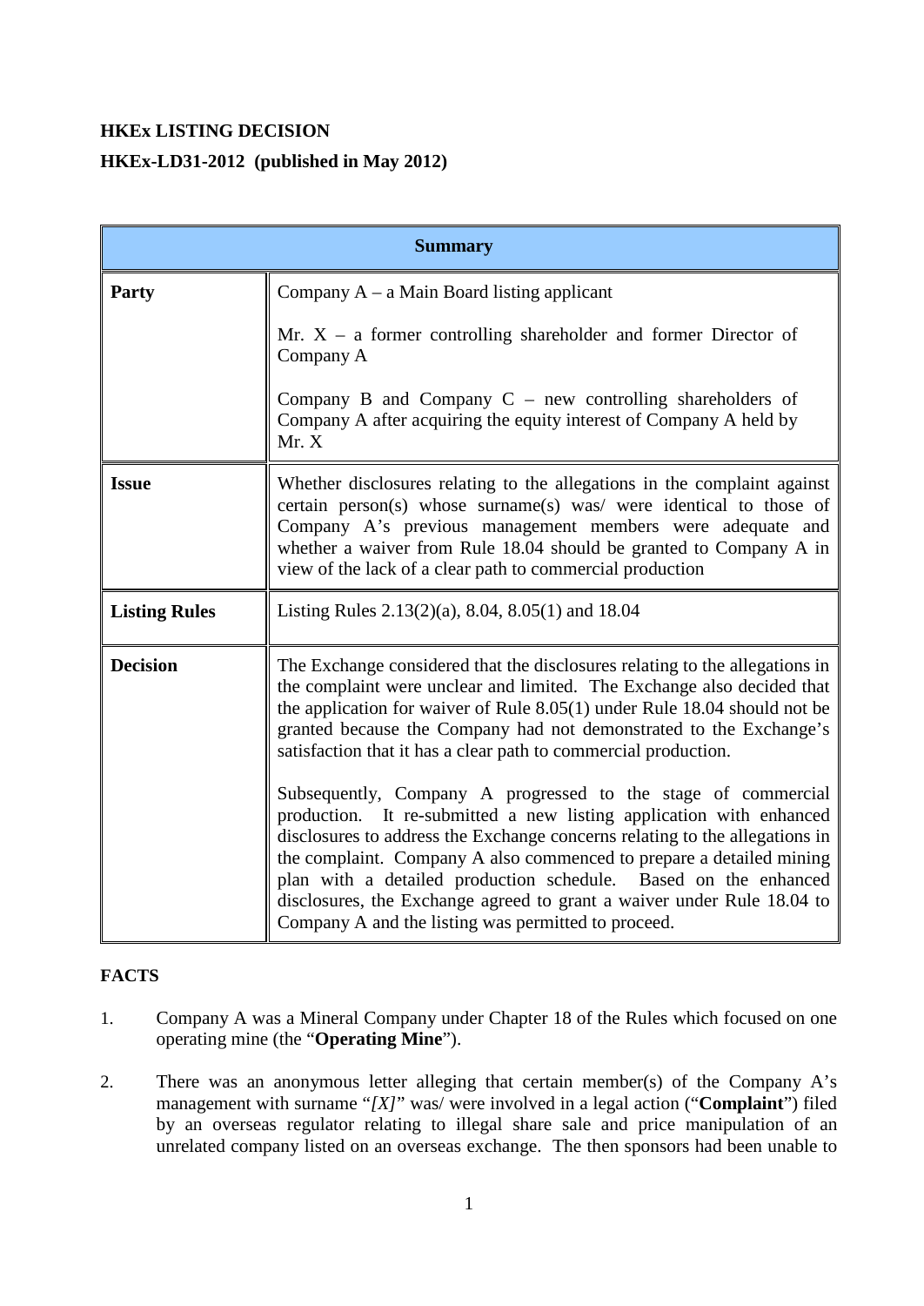**HKEx LISTING DECISION**

**HKEx-LD31-2012 (published in May 2012)**

| Summary | |
|---|---|
| **Party** | Company A – a Main Board listing applicant<br><br>Mr. X – a former controlling shareholder and former Director of Company A<br><br>Company B and Company C – new controlling shareholders of Company A after acquiring the equity interest of Company A held by Mr. X |
| **Issue** | Whether disclosures relating to the allegations in the complaint against certain person(s) whose surname(s) was/ were identical to those of Company A's previous management members were adequate and whether a waiver from Rule 18.04 should be granted to Company A in view of the lack of a clear path to commercial production |
| **Listing Rules** | Listing Rules 2.13(2)(a), 8.04, 8.05(1) and 18.04 |
| **Decision** | The Exchange considered that the disclosures relating to the allegations in the complaint were unclear and limited. The Exchange also decided that the application for waiver of Rule 8.05(1) under Rule 18.04 should not be granted because the Company had not demonstrated to the Exchange's satisfaction that it has a clear path to commercial production.<br><br>Subsequently, Company A progressed to the stage of commercial production. It re-submitted a new listing application with enhanced disclosures to address the Exchange concerns relating to the allegations in the complaint. Company A also commenced to prepare a detailed mining plan with a detailed production schedule. Based on the enhanced disclosures, the Exchange agreed to grant a waiver under Rule 18.04 to Company A and the listing was permitted to proceed. |

**FACTS**

1. Company A was a Mineral Company under Chapter 18 of the Rules which focused on one operating mine (the "**Operating Mine**").

2. There was an anonymous letter alleging that certain member(s) of the Company A's management with surname "*[X]*" was/ were involved in a legal action ("**Complaint**") filed by an overseas regulator relating to illegal share sale and price manipulation of an unrelated company listed on an overseas exchange. The then sponsors had been unable to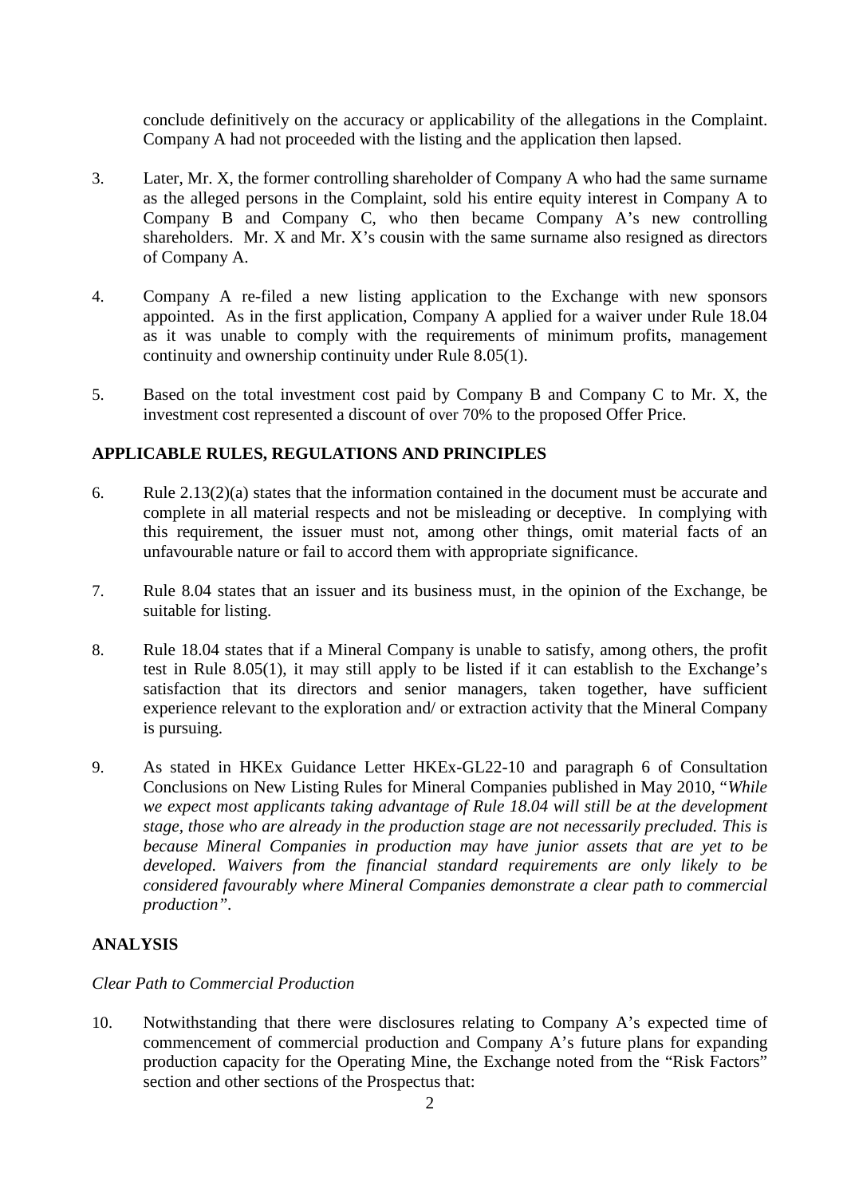conclude definitively on the accuracy or applicability of the allegations in the Complaint. Company A had not proceeded with the listing and the application then lapsed.

3. Later, Mr. X, the former controlling shareholder of Company A who had the same surname as the alleged persons in the Complaint, sold his entire equity interest in Company A to Company B and Company C, who then became Company A's new controlling shareholders. Mr. X and Mr. X's cousin with the same surname also resigned as directors of Company A.

4. Company A re-filed a new listing application to the Exchange with new sponsors appointed. As in the first application, Company A applied for a waiver under Rule 18.04 as it was unable to comply with the requirements of minimum profits, management continuity and ownership continuity under Rule 8.05(1).

5. Based on the total investment cost paid by Company B and Company C to Mr. X, the investment cost represented a discount of over 70% to the proposed Offer Price.

## APPLICABLE RULES, REGULATIONS AND PRINCIPLES

6. Rule 2.13(2)(a) states that the information contained in the document must be accurate and complete in all material respects and not be misleading or deceptive. In complying with this requirement, the issuer must not, among other things, omit material facts of an unfavourable nature or fail to accord them with appropriate significance.

7. Rule 8.04 states that an issuer and its business must, in the opinion of the Exchange, be suitable for listing.

8. Rule 18.04 states that if a Mineral Company is unable to satisfy, among others, the profit test in Rule 8.05(1), it may still apply to be listed if it can establish to the Exchange's satisfaction that its directors and senior managers, taken together, have sufficient experience relevant to the exploration and/ or extraction activity that the Mineral Company is pursuing.

9. As stated in HKEx Guidance Letter HKEx-GL22-10 and paragraph 6 of Consultation Conclusions on New Listing Rules for Mineral Companies published in May 2010, "*While we expect most applicants taking advantage of Rule 18.04 will still be at the development stage, those who are already in the production stage are not necessarily precluded. This is because Mineral Companies in production may have junior assets that are yet to be developed. Waivers from the financial standard requirements are only likely to be considered favourably where Mineral Companies demonstrate a clear path to commercial production*".

## ANALYSIS

*Clear Path to Commercial Production*

10. Notwithstanding that there were disclosures relating to Company A's expected time of commencement of commercial production and Company A's future plans for expanding production capacity for the Operating Mine, the Exchange noted from the "Risk Factors" section and other sections of the Prospectus that: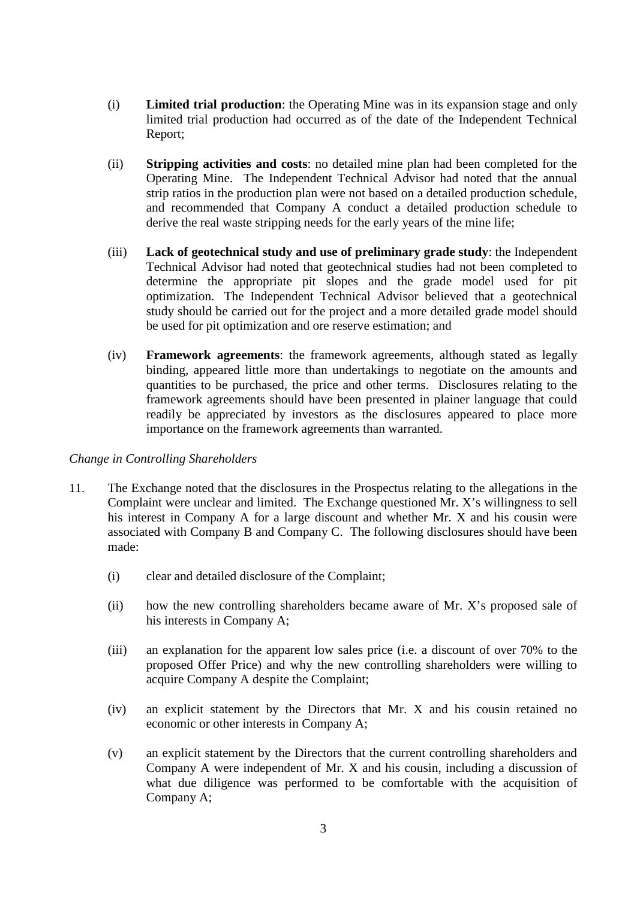(i) **Limited trial production**: the Operating Mine was in its expansion stage and only limited trial production had occurred as of the date of the Independent Technical Report;

(ii) **Stripping activities and costs**: no detailed mine plan had been completed for the Operating Mine. The Independent Technical Advisor had noted that the annual strip ratios in the production plan were not based on a detailed production schedule, and recommended that Company A conduct a detailed production schedule to derive the real waste stripping needs for the early years of the mine life;

(iii) **Lack of geotechnical study and use of preliminary grade study**: the Independent Technical Advisor had noted that geotechnical studies had not been completed to determine the appropriate pit slopes and the grade model used for pit optimization. The Independent Technical Advisor believed that a geotechnical study should be carried out for the project and a more detailed grade model should be used for pit optimization and ore reserve estimation; and

(iv) **Framework agreements**: the framework agreements, although stated as legally binding, appeared little more than undertakings to negotiate on the amounts and quantities to be purchased, the price and other terms. Disclosures relating to the framework agreements should have been presented in plainer language that could readily be appreciated by investors as the disclosures appeared to place more importance on the framework agreements than warranted.

*Change in Controlling Shareholders*

11. The Exchange noted that the disclosures in the Prospectus relating to the allegations in the Complaint were unclear and limited. The Exchange questioned Mr. X's willingness to sell his interest in Company A for a large discount and whether Mr. X and his cousin were associated with Company B and Company C. The following disclosures should have been made:

    (i) clear and detailed disclosure of the Complaint;

    (ii) how the new controlling shareholders became aware of Mr. X's proposed sale of his interests in Company A;

    (iii) an explanation for the apparent low sales price (i.e. a discount of over 70% to the proposed Offer Price) and why the new controlling shareholders were willing to acquire Company A despite the Complaint;

    (iv) an explicit statement by the Directors that Mr. X and his cousin retained no economic or other interests in Company A;

    (v) an explicit statement by the Directors that the current controlling shareholders and Company A were independent of Mr. X and his cousin, including a discussion of what due diligence was performed to be comfortable with the acquisition of Company A;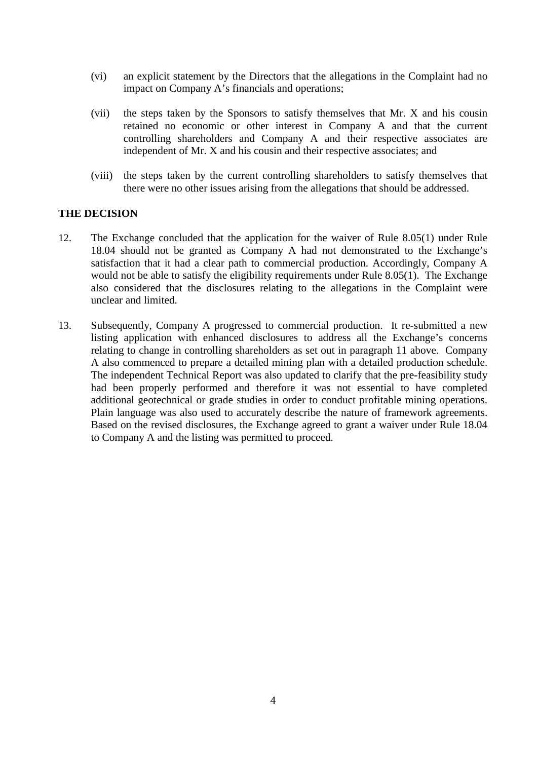(vi) an explicit statement by the Directors that the allegations in the Complaint had no impact on Company A's financials and operations;

(vii) the steps taken by the Sponsors to satisfy themselves that Mr. X and his cousin retained no economic or other interest in Company A and that the current controlling shareholders and Company A and their respective associates are independent of Mr. X and his cousin and their respective associates; and

(viii) the steps taken by the current controlling shareholders to satisfy themselves that there were no other issues arising from the allegations that should be addressed.

**THE DECISION**

12. The Exchange concluded that the application for the waiver of Rule 8.05(1) under Rule 18.04 should not be granted as Company A had not demonstrated to the Exchange's satisfaction that it had a clear path to commercial production. Accordingly, Company A would not be able to satisfy the eligibility requirements under Rule 8.05(1). The Exchange also considered that the disclosures relating to the allegations in the Complaint were unclear and limited.

13. Subsequently, Company A progressed to commercial production. It re-submitted a new listing application with enhanced disclosures to address all the Exchange's concerns relating to change in controlling shareholders as set out in paragraph 11 above. Company A also commenced to prepare a detailed mining plan with a detailed production schedule. The independent Technical Report was also updated to clarify that the pre-feasibility study had been properly performed and therefore it was not essential to have completed additional geotechnical or grade studies in order to conduct profitable mining operations. Plain language was also used to accurately describe the nature of framework agreements. Based on the revised disclosures, the Exchange agreed to grant a waiver under Rule 18.04 to Company A and the listing was permitted to proceed.